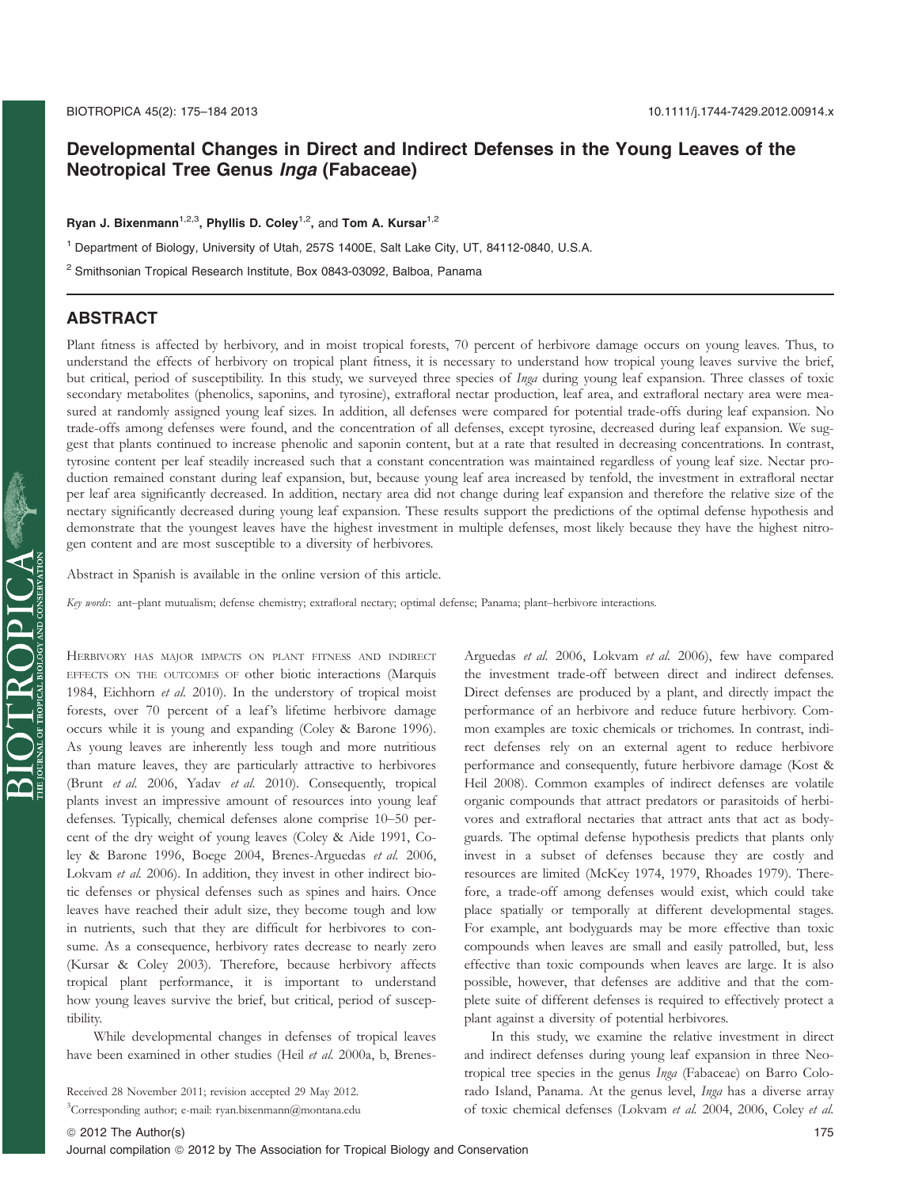# Developmental Changes in Direct and Indirect Defenses in the Young Leaves of the Neotropical Tree Genus *Inga* (Fabaceae)

**Ryan J. Bixenmann**[1,2,3], **Phyllis D. Coley**[1,2], **and Tom A. Kursar**[1,2]

[1] Department of Biology, University of Utah, 257S 1400E, Salt Lake City, UT, 84112-0840, U.S.A.

[2] Smithsonian Tropical Research Institute, Box 0843-03092, Balboa, Panama

## ABSTRACT

Plant fitness is affected by herbivory, and in moist tropical forests, 70 percent of herbivore damage occurs on young leaves. Thus, to understand the effects of herbivory on tropical plant fitness, it is necessary to understand how tropical young leaves survive the brief, but critical, period of susceptibility. In this study, we surveyed three species of *Inga* during young leaf expansion. Three classes of toxic secondary metabolites (phenolics, saponins, and tyrosine), extrafloral nectar production, leaf area, and extrafloral nectary area were measured at randomly assigned young leaf sizes. In addition, all defenses were compared for potential trade-offs during leaf expansion. No trade-offs among defenses were found, and the concentration of all defenses, except tyrosine, decreased during leaf expansion. We suggest that plants continued to increase phenolic and saponin content, but at a rate that resulted in decreasing concentrations. In contrast, tyrosine content per leaf steadily increased such that a constant concentration was maintained regardless of young leaf size. Nectar production remained constant during leaf expansion, but, because young leaf area increased by tenfold, the investment in extrafloral nectar per leaf area significantly decreased. In addition, nectary area did not change during leaf expansion and therefore the relative size of the nectary significantly decreased during young leaf expansion. These results support the predictions of the optimal defense hypothesis and demonstrate that the youngest leaves have the highest investment in multiple defenses, most likely because they have the highest nitrogen content and are most susceptible to a diversity of herbivores.

Abstract in Spanish is available in the online version of this article.

*Key words*: ant–plant mutualism; defense chemistry; extrafloral nectary; optimal defense; Panama; plant–herbivore interactions.

HERBIVORY HAS MAJOR IMPACTS ON PLANT FITNESS AND INDIRECT EFFECTS ON THE OUTCOMES OF other biotic interactions (Marquis 1984, Eichhorn *et al.* 2010). In the understory of tropical moist forests, over 70 percent of a leaf's lifetime herbivore damage occurs while it is young and expanding (Coley & Barone 1996). As young leaves are inherently less tough and more nutritious than mature leaves, they are particularly attractive to herbivores (Brunt *et al.* 2006, Yadav *et al.* 2010). Consequently, tropical plants invest an impressive amount of resources into young leaf defenses. Typically, chemical defenses alone comprise 10–50 percent of the dry weight of young leaves (Coley & Aide 1991, Coley & Barone 1996, Boege 2004, Brenes-Arguedas *et al.* 2006, Lokvam *et al.* 2006). In addition, they invest in other indirect biotic defenses or physical defenses such as spines and hairs. Once leaves have reached their adult size, they become tough and low in nutrients, such that they are difficult for herbivores to consume. As a consequence, herbivory rates decrease to nearly zero (Kursar & Coley 2003). Therefore, because herbivory affects tropical plant performance, it is important to understand how young leaves survive the brief, but critical, period of susceptibility.

While developmental changes in defenses of tropical leaves have been examined in other studies (Heil *et al.* 2000a, b, Brenes-Arguedas *et al.* 2006, Lokvam *et al.* 2006), few have compared the investment trade-off between direct and indirect defenses. Direct defenses are produced by a plant, and directly impact the performance of an herbivore and reduce future herbivory. Common examples are toxic chemicals or trichomes. In contrast, indirect defenses rely on an external agent to reduce herbivore performance and consequently, future herbivore damage (Kost & Heil 2008). Common examples of indirect defenses are volatile organic compounds that attract predators or parasitoids of herbivores and extrafloral nectaries that attract ants that act as bodyguards. The optimal defense hypothesis predicts that plants only invest in a subset of defenses because they are costly and resources are limited (McKey 1974, 1979, Rhoades 1979). Therefore, a trade-off among defenses would exist, which could take place spatially or temporally at different developmental stages. For example, ant bodyguards may be more effective than toxic compounds when leaves are small and easily patrolled, but, less effective than toxic compounds when leaves are large. It is also possible, however, that defenses are additive and that the complete suite of different defenses is required to effectively protect a plant against a diversity of potential herbivores.

In this study, we examine the relative investment in direct and indirect defenses during young leaf expansion in three Neotropical tree species in the genus *Inga* (Fabaceae) on Barro Colorado Island, Panama. At the genus level, *Inga* has a diverse array of toxic chemical defenses (Lokvam *et al.* 2004, 2006, Coley *et al.*

Received 28 November 2011; revision accepted 29 May 2012.

[3]Corresponding author; e-mail: ryan.bixenmann@montana.edu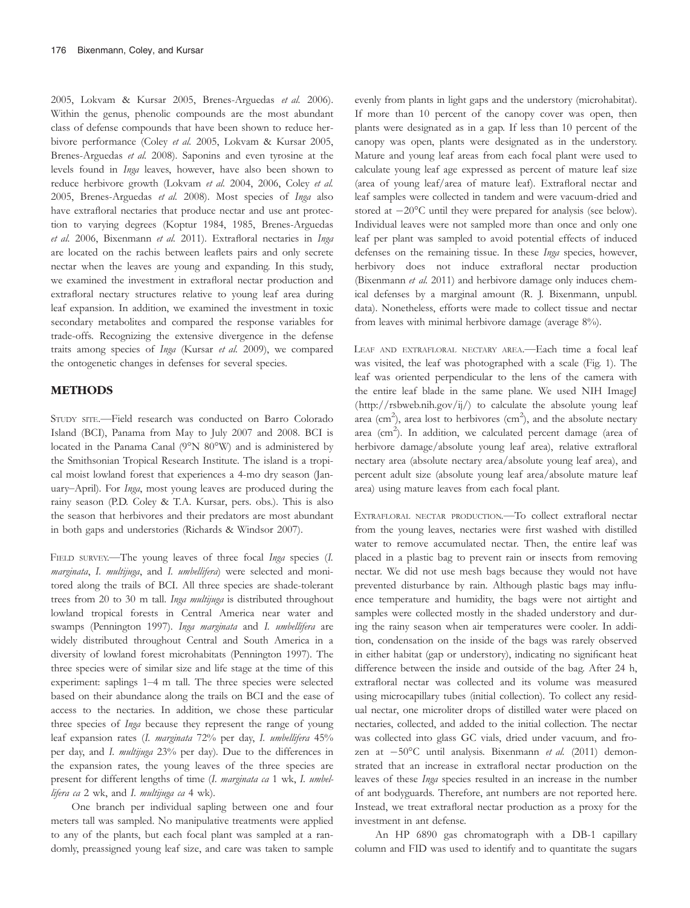2005, Lokvam & Kursar 2005, Brenes-Arguedas *et al.* 2006). Within the genus, phenolic compounds are the most abundant class of defense compounds that have been shown to reduce herbivore performance (Coley *et al.* 2005, Lokvam & Kursar 2005, Brenes-Arguedas *et al.* 2008). Saponins and even tyrosine at the levels found in *Inga* leaves, however, have also been shown to reduce herbivore growth (Lokvam *et al.* 2004, 2006, Coley *et al.* 2005, Brenes-Arguedas *et al.* 2008). Most species of *Inga* also have extrafloral nectaries that produce nectar and use ant protection to varying degrees (Koptur 1984, 1985, Brenes-Arguedas *et al.* 2006, Bixenmann *et al.* 2011). Extrafloral nectaries in *Inga* are located on the rachis between leaflets pairs and only secrete nectar when the leaves are young and expanding. In this study, we examined the investment in extrafloral nectar production and extrafloral nectary structures relative to young leaf area during leaf expansion. In addition, we examined the investment in toxic secondary metabolites and compared the response variables for trade-offs. Recognizing the extensive divergence in the defense traits among species of *Inga* (Kursar *et al.* 2009), we compared the ontogenetic changes in defenses for several species.

## METHODS

STUDY SITE.—Field research was conducted on Barro Colorado Island (BCI), Panama from May to July 2007 and 2008. BCI is located in the Panama Canal (9°N 80°W) and is administered by the Smithsonian Tropical Research Institute. The island is a tropical moist lowland forest that experiences a 4-mo dry season (January–April). For *Inga*, most young leaves are produced during the rainy season (P.D. Coley & T.A. Kursar, pers. obs.). This is also the season that herbivores and their predators are most abundant in both gaps and understories (Richards & Windsor 2007).

FIELD SURVEY.—The young leaves of three focal *Inga* species (*I. marginata*, *I. multijuga*, and *I. umbellifera*) were selected and monitored along the trails of BCI. All three species are shade-tolerant trees from 20 to 30 m tall. *Inga multijuga* is distributed throughout lowland tropical forests in Central America near water and swamps (Pennington 1997). *Inga marginata* and *I. umbellifera* are widely distributed throughout Central and South America in a diversity of lowland forest microhabitats (Pennington 1997). The three species were of similar size and life stage at the time of this experiment: saplings 1–4 m tall. The three species were selected based on their abundance along the trails on BCI and the ease of access to the nectaries. In addition, we chose these particular three species of *Inga* because they represent the range of young leaf expansion rates (*I. marginata* 72% per day, *I. umbellifera* 45% per day, and *I. multijuga* 23% per day). Due to the differences in the expansion rates, the young leaves of the three species are present for different lengths of time (*I. marginata ca* 1 wk, *I. umbellifera ca* 2 wk, and *I. multijuga ca* 4 wk).

One branch per individual sapling between one and four meters tall was sampled. No manipulative treatments were applied to any of the plants, but each focal plant was sampled at a randomly, preassigned young leaf size, and care was taken to sample evenly from plants in light gaps and the understory (microhabitat). If more than 10 percent of the canopy cover was open, then plants were designated as in a gap. If less than 10 percent of the canopy was open, plants were designated as in the understory. Mature and young leaf areas from each focal plant were used to calculate young leaf age expressed as percent of mature leaf size (area of young leaf/area of mature leaf). Extrafloral nectar and leaf samples were collected in tandem and were vacuum-dried and stored at −20°C until they were prepared for analysis (see below). Individual leaves were not sampled more than once and only one leaf per plant was sampled to avoid potential effects of induced defenses on the remaining tissue. In these *Inga* species, however, herbivory does not induce extrafloral nectar production (Bixenmann *et al.* 2011) and herbivore damage only induces chemical defenses by a marginal amount (R. J. Bixenmann, unpubl. data). Nonetheless, efforts were made to collect tissue and nectar from leaves with minimal herbivore damage (average 8%).

LEAF AND EXTRAFLORAL NECTARY AREA.—Each time a focal leaf was visited, the leaf was photographed with a scale (Fig. 1). The leaf was oriented perpendicular to the lens of the camera with the entire leaf blade in the same plane. We used NIH ImageJ (http://rsbweb.nih.gov/ij/) to calculate the absolute young leaf area ($cm^2$), area lost to herbivores ($cm^2$), and the absolute nectary area ($cm^2$). In addition, we calculated percent damage (area of herbivore damage/absolute young leaf area), relative extrafloral nectary area (absolute nectary area/absolute young leaf area), and percent adult size (absolute young leaf area/absolute mature leaf area) using mature leaves from each focal plant.

EXTRAFLORAL NECTAR PRODUCTION.—To collect extrafloral nectar from the young leaves, nectaries were first washed with distilled water to remove accumulated nectar. Then, the entire leaf was placed in a plastic bag to prevent rain or insects from removing nectar. We did not use mesh bags because they would not have prevented disturbance by rain. Although plastic bags may influence temperature and humidity, the bags were not airtight and samples were collected mostly in the shaded understory and during the rainy season when air temperatures were cooler. In addition, condensation on the inside of the bags was rarely observed in either habitat (gap or understory), indicating no significant heat difference between the inside and outside of the bag. After 24 h, extrafloral nectar was collected and its volume was measured using microcapillary tubes (initial collection). To collect any residual nectar, one microliter drops of distilled water were placed on nectaries, collected, and added to the initial collection. The nectar was collected into glass GC vials, dried under vacuum, and frozen at −50°C until analysis. Bixenmann *et al.* (2011) demonstrated that an increase in extrafloral nectar production on the leaves of these *Inga* species resulted in an increase in the number of ant bodyguards. Therefore, ant numbers are not reported here. Instead, we treat extrafloral nectar production as a proxy for the investment in ant defense.

An HP 6890 gas chromatograph with a DB-1 capillary column and FID was used to identify and to quantitate the sugars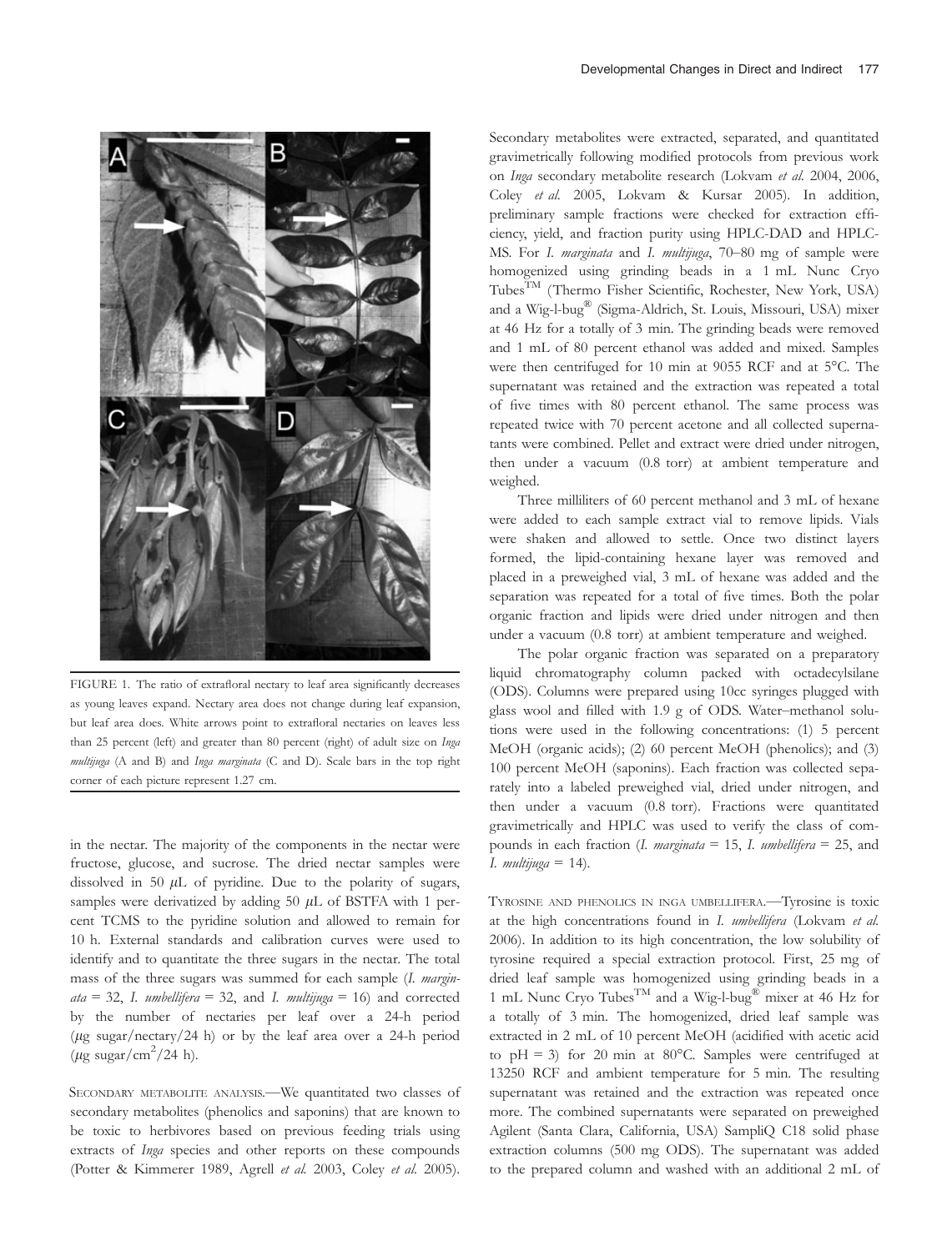FIGURE 1. The ratio of extrafloral nectary to leaf area significantly decreases as young leaves expand. Nectary area does not change during leaf expansion, but leaf area does. White arrows point to extrafloral nectaries on leaves less than 25 percent (left) and greater than 80 percent (right) of adult size on *Inga multijuga* (A and B) and *Inga marginata* (C and D). Scale bars in the top right corner of each picture represent 1.27 cm.

in the nectar. The majority of the components in the nectar were fructose, glucose, and sucrose. The dried nectar samples were dissolved in 50 $\mu$L of pyridine. Due to the polarity of sugars, samples were derivatized by adding 50 $\mu$L of BSTFA with 1 percent TCMS to the pyridine solution and allowed to remain for 10 h. External standards and calibration curves were used to identify and to quantitate the three sugars in the nectar. The total mass of the three sugars was summed for each sample (*I. marginata* = 32, *I. umbellifera* = 32, and *I. multijuga* = 16) and corrected by the number of nectaries per leaf over a 24-h period ($\mu$g sugar/nectary/24 h) or by the leaf area over a 24-h period ($\mu$g sugar/cm$^2$/24 h).

SECONDARY METABOLITE ANALYSIS.—We quantitated two classes of secondary metabolites (phenolics and saponins) that are known to be toxic to herbivores based on previous feeding trials using extracts of *Inga* species and other reports on these compounds (Potter & Kimmerer 1989, Agrell *et al.* 2003, Coley *et al.* 2005). Secondary metabolites were extracted, separated, and quantitated gravimetrically following modified protocols from previous work on *Inga* secondary metabolite research (Lokvam *et al.* 2004, 2006, Coley *et al.* 2005, Lokvam & Kursar 2005). In addition, preliminary sample fractions were checked for extraction efficiency, yield, and fraction purity using HPLC-DAD and HPLC-MS. For *I. marginata* and *I. multijuga*, 70–80 mg of sample were homogenized using grinding beads in a 1 mL Nunc Cryo Tubes™ (Thermo Fisher Scientific, Rochester, New York, USA) and a Wig-l-bug® (Sigma-Aldrich, St. Louis, Missouri, USA) mixer at 46 Hz for a totally of 3 min. The grinding beads were removed and 1 mL of 80 percent ethanol was added and mixed. Samples were then centrifuged for 10 min at 9055 RCF and at 5°C. The supernatant was retained and the extraction was repeated a total of five times with 80 percent ethanol. The same process was repeated twice with 70 percent acetone and all collected supernatants were combined. Pellet and extract were dried under nitrogen, then under a vacuum (0.8 torr) at ambient temperature and weighed.

Three milliliters of 60 percent methanol and 3 mL of hexane were added to each sample extract vial to remove lipids. Vials were shaken and allowed to settle. Once two distinct layers formed, the lipid-containing hexane layer was removed and placed in a preweighed vial, 3 mL of hexane was added and the separation was repeated for a total of five times. Both the polar organic fraction and lipids were dried under nitrogen and then under a vacuum (0.8 torr) at ambient temperature and weighed.

The polar organic fraction was separated on a preparatory liquid chromatography column packed with octadecylsilane (ODS). Columns were prepared using 10cc syringes plugged with glass wool and filled with 1.9 g of ODS. Water–methanol solutions were used in the following concentrations: (1) 5 percent MeOH (organic acids); (2) 60 percent MeOH (phenolics); and (3) 100 percent MeOH (saponins). Each fraction was collected separately into a labeled preweighed vial, dried under nitrogen, and then under a vacuum (0.8 torr). Fractions were quantitated gravimetrically and HPLC was used to verify the class of compounds in each fraction (*I. marginata* = 15, *I. umbellifera* = 25, and *I. multijuga* = 14).

TYROSINE AND PHENOLICS IN INGA UMBELLIFERA.—Tyrosine is toxic at the high concentrations found in *I. umbellifera* (Lokvam *et al.* 2006). In addition to its high concentration, the low solubility of tyrosine required a special extraction protocol. First, 25 mg of dried leaf sample was homogenized using grinding beads in a 1 mL Nunc Cryo Tubes™ and a Wig-l-bug® mixer at 46 Hz for a totally of 3 min. The homogenized, dried leaf sample was extracted in 2 mL of 10 percent MeOH (acidified with acetic acid to pH = 3) for 20 min at 80°C. Samples were centrifuged at 13250 RCF and ambient temperature for 5 min. The resulting supernatant was retained and the extraction was repeated once more. The combined supernatants were separated on preweighed Agilent (Santa Clara, California, USA) SampliQ C18 solid phase extraction columns (500 mg ODS). The supernatant was added to the prepared column and washed with an additional 2 mL of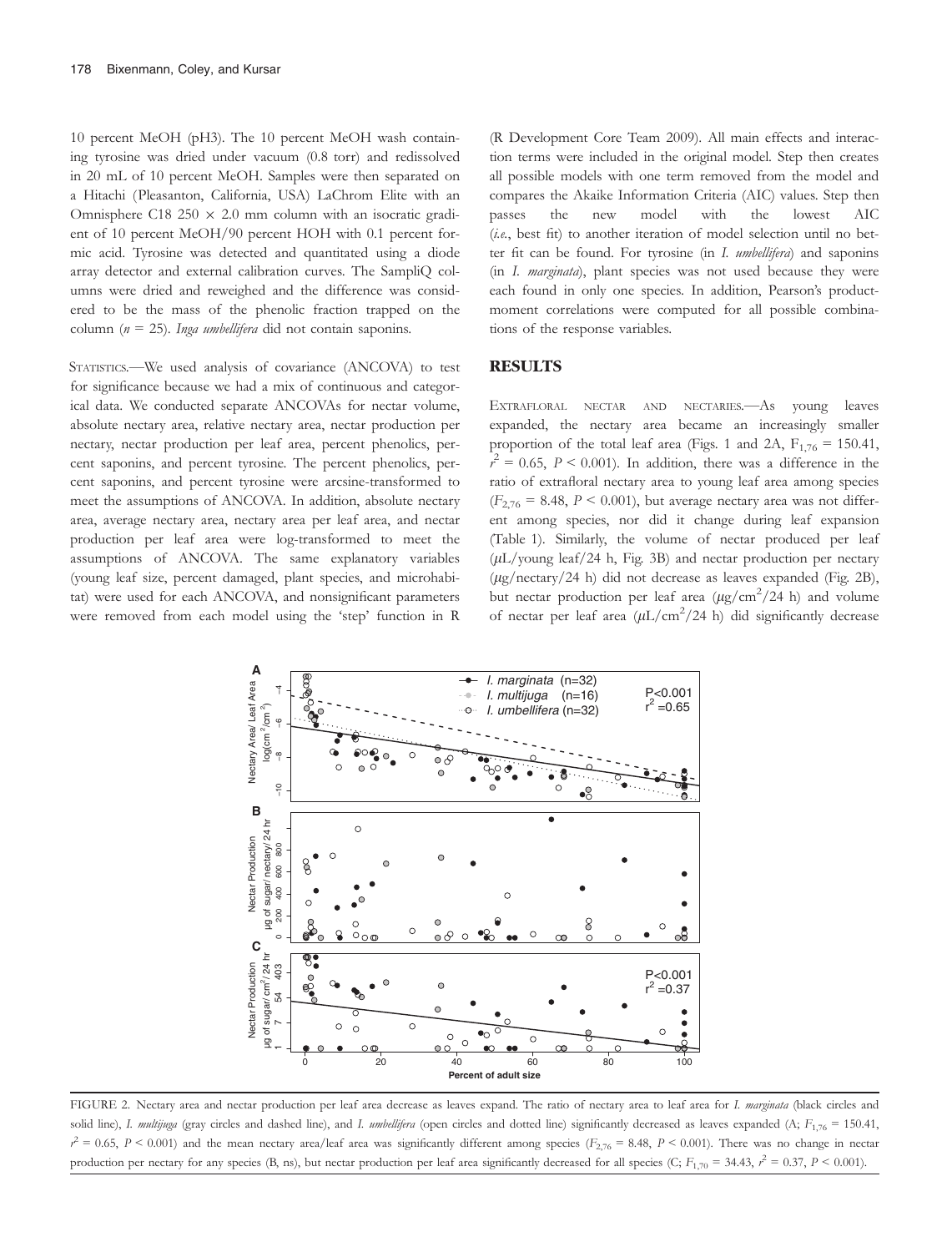10 percent MeOH (pH3). The 10 percent MeOH wash containing tyrosine was dried under vacuum (0.8 torr) and redissolved in 20 mL of 10 percent MeOH. Samples were then separated on a Hitachi (Pleasanton, California, USA) LaChrom Elite with an Omnisphere C18 250 × 2.0 mm column with an isocratic gradient of 10 percent MeOH/90 percent HOH with 0.1 percent formic acid. Tyrosine was detected and quantitated using a diode array detector and external calibration curves. The SampliQ columns were dried and reweighed and the difference was considered to be the mass of the phenolic fraction trapped on the column ($n = 25$). *Inga umbellifera* did not contain saponins.

STATISTICS.—We used analysis of covariance (ANCOVA) to test for significance because we had a mix of continuous and categorical data. We conducted separate ANCOVAs for nectar volume, absolute nectary area, relative nectary area, nectar production per nectary, nectar production per leaf area, percent phenolics, percent saponins, and percent tyrosine. The percent phenolics, percent saponins, and percent tyrosine were arcsine-transformed to meet the assumptions of ANCOVA. In addition, absolute nectary area, average nectary area, nectary area per leaf area, and nectar production per leaf area were log-transformed to meet the assumptions of ANCOVA. The same explanatory variables (young leaf size, percent damaged, plant species, and microhabitat) were used for each ANCOVA, and nonsignificant parameters were removed from each model using the 'step' function in R (R Development Core Team 2009). All main effects and interaction terms were included in the original model. Step then creates all possible models with one term removed from the model and compares the Akaike Information Criteria (AIC) values. Step then passes the new model with the lowest AIC (*i.e.*, best fit) to another iteration of model selection until no better fit can be found. For tyrosine (in *I. umbellifera*) and saponins (in *I. marginata*), plant species was not used because they were each found in only one species. In addition, Pearson's product-moment correlations were computed for all possible combinations of the response variables.

## RESULTS

EXTRAFLORAL NECTAR AND NECTARIES.—As young leaves expanded, the nectary area became an increasingly smaller proportion of the total leaf area (Figs. 1 and 2A, $F_{1,76} = 150.41$, $r^2 = 0.65$, $P < 0.001$). In addition, there was a difference in the ratio of extrafloral nectary area to young leaf area among species ($F_{2,76} = 8.48$, $P < 0.001$), but average nectary area was not different among species, nor did it change during leaf expansion (Table 1). Similarly, the volume of nectar produced per leaf ($\mu$L/young leaf/24 h, Fig. 3B) and nectar production per nectary ($\mu$g/nectary/24 h) did not decrease as leaves expanded (Fig. 2B), but nectar production per leaf area ($\mu$g/cm$^2$/24 h) and volume of nectar per leaf area ($\mu$L/cm$^2$/24 h) did significantly decrease

FIGURE 2. Nectary area and nectar production per leaf area decrease as leaves expand. The ratio of nectary area to leaf area for *I. marginata* (black circles and solid line), *I. multijuga* (gray circles and dashed line), and *I. umbellifera* (open circles and dotted line) significantly decreased as leaves expanded (A; $F_{1,76} = 150.41$, $r^2 = 0.65$, $P < 0.001$) and the mean nectary area/leaf area was significantly different among species ($F_{2,76} = 8.48$, $P < 0.001$). There was no change in nectar production per nectary for any species (B, ns), but nectar production per leaf area significantly decreased for all species (C; $F_{1,70} = 34.43$, $r^2 = 0.37$, $P < 0.001$).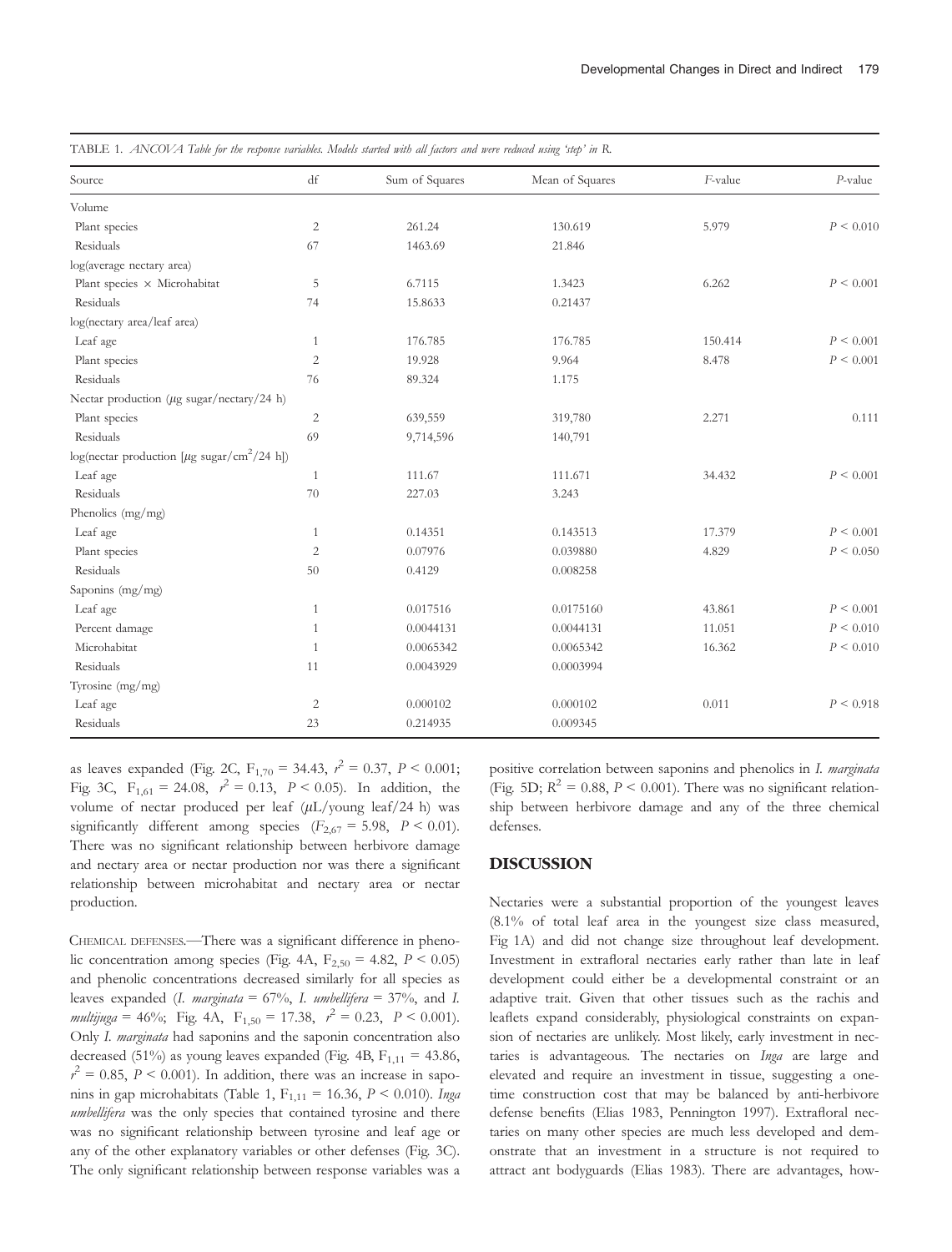TABLE 1. *ANCOVA Table for the response variables. Models started with all factors and were reduced using 'step' in R.*

| Source | df | Sum of Squares | Mean of Squares | *F*-value | *P*-value |
|---|---|---|---|---|---|
| Volume | | | | | |
| Plant species | 2 | 261.24 | 130.619 | 5.979 | $P < 0.010$ |
| Residuals | 67 | 1463.69 | 21.846 | | |
| log(average nectary area) | | | | | |
| Plant species × Microhabitat | 5 | 6.7115 | 1.3423 | 6.262 | $P < 0.001$ |
| Residuals | 74 | 15.8633 | 0.21437 | | |
| log(nectary area/leaf area) | | | | | |
| Leaf age | 1 | 176.785 | 176.785 | 150.414 | $P < 0.001$ |
| Plant species | 2 | 19.928 | 9.964 | 8.478 | $P < 0.001$ |
| Residuals | 76 | 89.324 | 1.175 | | |
| Nectar production ($\mu$g sugar/nectary/24 h) | | | | | |
| Plant species | 2 | 639,559 | 319,780 | 2.271 | 0.111 |
| Residuals | 69 | 9,714,596 | 140,791 | | |
| log(nectar production [$\mu$g sugar/cm$^2$/24 h]) | | | | | |
| Leaf age | 1 | 111.67 | 111.671 | 34.432 | $P < 0.001$ |
| Residuals | 70 | 227.03 | 3.243 | | |
| Phenolics (mg/mg) | | | | | |
| Leaf age | 1 | 0.14351 | 0.143513 | 17.379 | $P < 0.001$ |
| Plant species | 2 | 0.07976 | 0.039880 | 4.829 | $P < 0.050$ |
| Residuals | 50 | 0.4129 | 0.008258 | | |
| Saponins (mg/mg) | | | | | |
| Leaf age | 1 | 0.017516 | 0.0175160 | 43.861 | $P < 0.001$ |
| Percent damage | 1 | 0.0044131 | 0.0044131 | 11.051 | $P < 0.010$ |
| Microhabitat | 1 | 0.0065342 | 0.0065342 | 16.362 | $P < 0.010$ |
| Residuals | 11 | 0.0043929 | 0.0003994 | | |
| Tyrosine (mg/mg) | | | | | |
| Leaf age | 2 | 0.000102 | 0.000102 | 0.011 | $P < 0.918$ |
| Residuals | 23 | 0.214935 | 0.009345 | | |

as leaves expanded (Fig. 2C, $F_{1,70} = 34.43$, $r^2 = 0.37$, $P < 0.001$; Fig. 3C, $F_{1,61} = 24.08$, $r^2 = 0.13$, $P < 0.05$). In addition, the volume of nectar produced per leaf ($\mu$L/young leaf/24 h) was significantly different among species ($F_{2,67} = 5.98$, $P < 0.01$). There was no significant relationship between herbivore damage and nectary area or nectar production nor was there a significant relationship between microhabitat and nectary area or nectar production.

CHEMICAL DEFENSES.—There was a significant difference in phenolic concentration among species (Fig. 4A, $F_{2,50} = 4.82$, $P < 0.05$) and phenolic concentrations decreased similarly for all species as leaves expanded (*I. marginata* = 67%, *I. umbellifera* = 37%, and *I. multijuga* = 46%; Fig. 4A, $F_{1,50} = 17.38$, $r^2 = 0.23$, $P < 0.001$). Only *I. marginata* had saponins and the saponin concentration also decreased (51%) as young leaves expanded (Fig. 4B, $F_{1,11} = 43.86$, $r^2 = 0.85$, $P < 0.001$). In addition, there was an increase in saponins in gap microhabitats (Table 1, $F_{1,11} = 16.36$, $P < 0.010$). *Inga umbellifera* was the only species that contained tyrosine and there was no significant relationship between tyrosine and leaf age or any of the other explanatory variables or other defenses (Fig. 3C). The only significant relationship between response variables was a positive correlation between saponins and phenolics in *I. marginata* (Fig. 5D; $R^2 = 0.88$, $P < 0.001$). There was no significant relationship between herbivore damage and any of the three chemical defenses.

## DISCUSSION

Nectaries were a substantial proportion of the youngest leaves (8.1% of total leaf area in the youngest size class measured, Fig 1A) and did not change size throughout leaf development. Investment in extrafloral nectaries early rather than late in leaf development could either be a developmental constraint or an adaptive trait. Given that other tissues such as the rachis and leaflets expand considerably, physiological constraints on expansion of nectaries are unlikely. Most likely, early investment in nectaries is advantageous. The nectaries on *Inga* are large and elevated and require an investment in tissue, suggesting a one-time construction cost that may be balanced by anti-herbivore defense benefits (Elias 1983, Pennington 1997). Extrafloral nectaries on many other species are much less developed and demonstrate that an investment in a structure is not required to attract ant bodyguards (Elias 1983). There are advantages, how-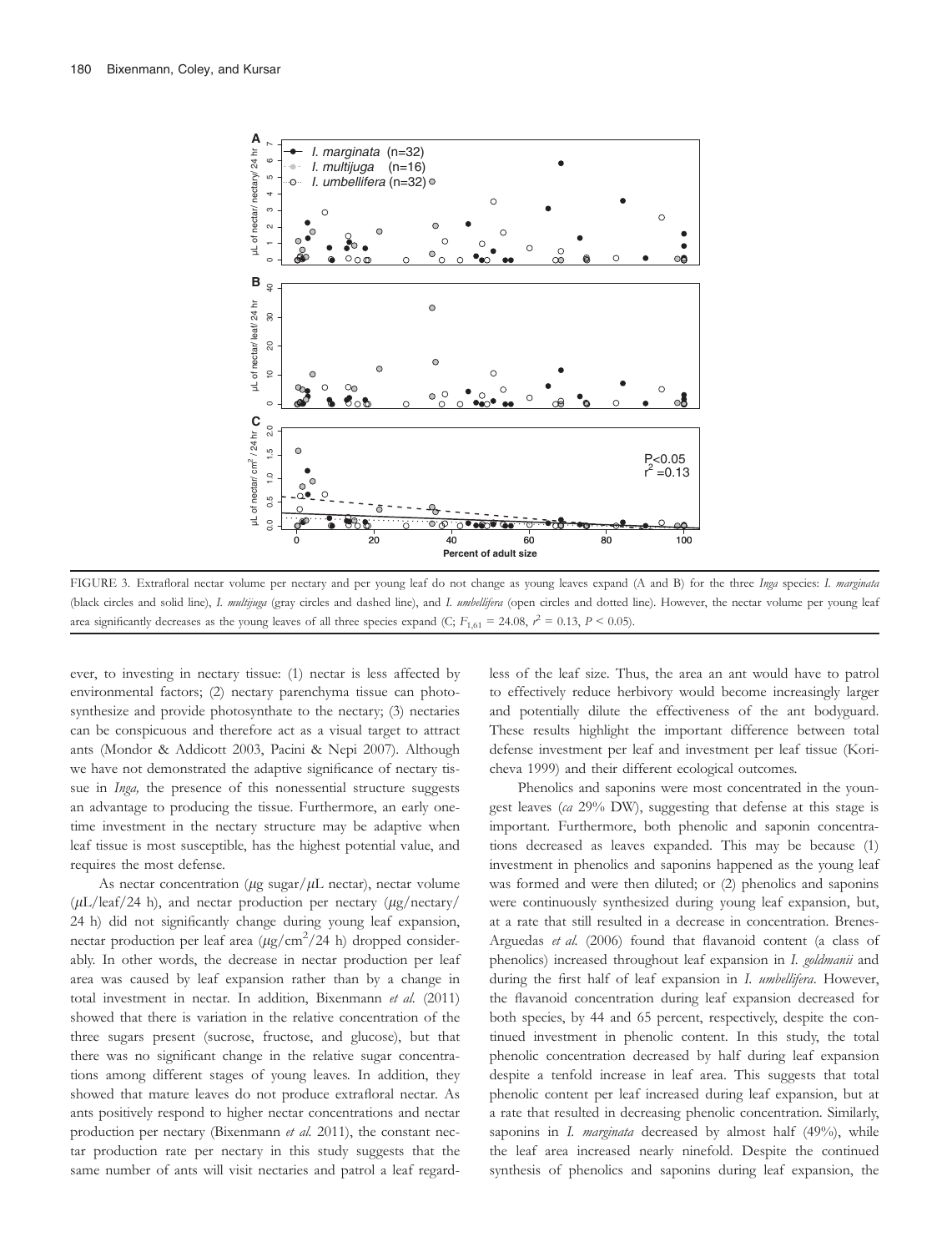FIGURE 3. Extrafloral nectar volume per nectary and per young leaf do not change as young leaves expand (A and B) for the three *Inga* species: *I. marginata* (black circles and solid line), *I. multijuga* (gray circles and dashed line), and *I. umbellifera* (open circles and dotted line). However, the nectar volume per young leaf area significantly decreases as the young leaves of all three species expand (C; $F_{1,61} = 24.08$, $r^2 = 0.13$, $P < 0.05$).

ever, to investing in nectary tissue: (1) nectar is less affected by environmental factors; (2) nectary parenchyma tissue can photosynthesize and provide photosynthate to the nectary; (3) nectaries can be conspicuous and therefore act as a visual target to attract ants (Mondor & Addicott 2003, Pacini & Nepi 2007). Although we have not demonstrated the adaptive significance of nectary tissue in *Inga,* the presence of this nonessential structure suggests an advantage to producing the tissue. Furthermore, an early one-time investment in the nectary structure may be adaptive when leaf tissue is most susceptible, has the highest potential value, and requires the most defense.

As nectar concentration ($\mu$g sugar/$\mu$L nectar), nectar volume ($\mu$L/leaf/24 h), and nectar production per nectary ($\mu$g/nectary/24 h) did not significantly change during young leaf expansion, nectar production per leaf area ($\mu$g/cm$^2$/24 h) dropped considerably. In other words, the decrease in nectar production per leaf area was caused by leaf expansion rather than by a change in total investment in nectar. In addition, Bixenmann *et al.* (2011) showed that there is variation in the relative concentration of the three sugars present (sucrose, fructose, and glucose), but that there was no significant change in the relative sugar concentrations among different stages of young leaves. In addition, they showed that mature leaves do not produce extrafloral nectar. As ants positively respond to higher nectar concentrations and nectar production per nectary (Bixenmann *et al.* 2011), the constant nectar production rate per nectary in this study suggests that the same number of ants will visit nectaries and patrol a leaf regardless of the leaf size. Thus, the area an ant would have to patrol to effectively reduce herbivory would become increasingly larger and potentially dilute the effectiveness of the ant bodyguard. These results highlight the important difference between total defense investment per leaf and investment per leaf tissue (Koricheva 1999) and their different ecological outcomes.

Phenolics and saponins were most concentrated in the youngest leaves (*ca* 29% DW), suggesting that defense at this stage is important. Furthermore, both phenolic and saponin concentrations decreased as leaves expanded. This may be because (1) investment in phenolics and saponins happened as the young leaf was formed and were then diluted; or (2) phenolics and saponins were continuously synthesized during young leaf expansion, but, at a rate that still resulted in a decrease in concentration. Brenes-Arguedas *et al.* (2006) found that flavanoid content (a class of phenolics) increased throughout leaf expansion in *I. goldmanii* and during the first half of leaf expansion in *I. umbellifera*. However, the flavanoid concentration during leaf expansion decreased for both species, by 44 and 65 percent, respectively, despite the continued investment in phenolic content. In this study, the total phenolic concentration decreased by half during leaf expansion despite a tenfold increase in leaf area. This suggests that total phenolic content per leaf increased during leaf expansion, but at a rate that resulted in decreasing phenolic concentration. Similarly, saponins in *I. marginata* decreased by almost half (49%), while the leaf area increased nearly ninefold. Despite the continued synthesis of phenolics and saponins during leaf expansion, the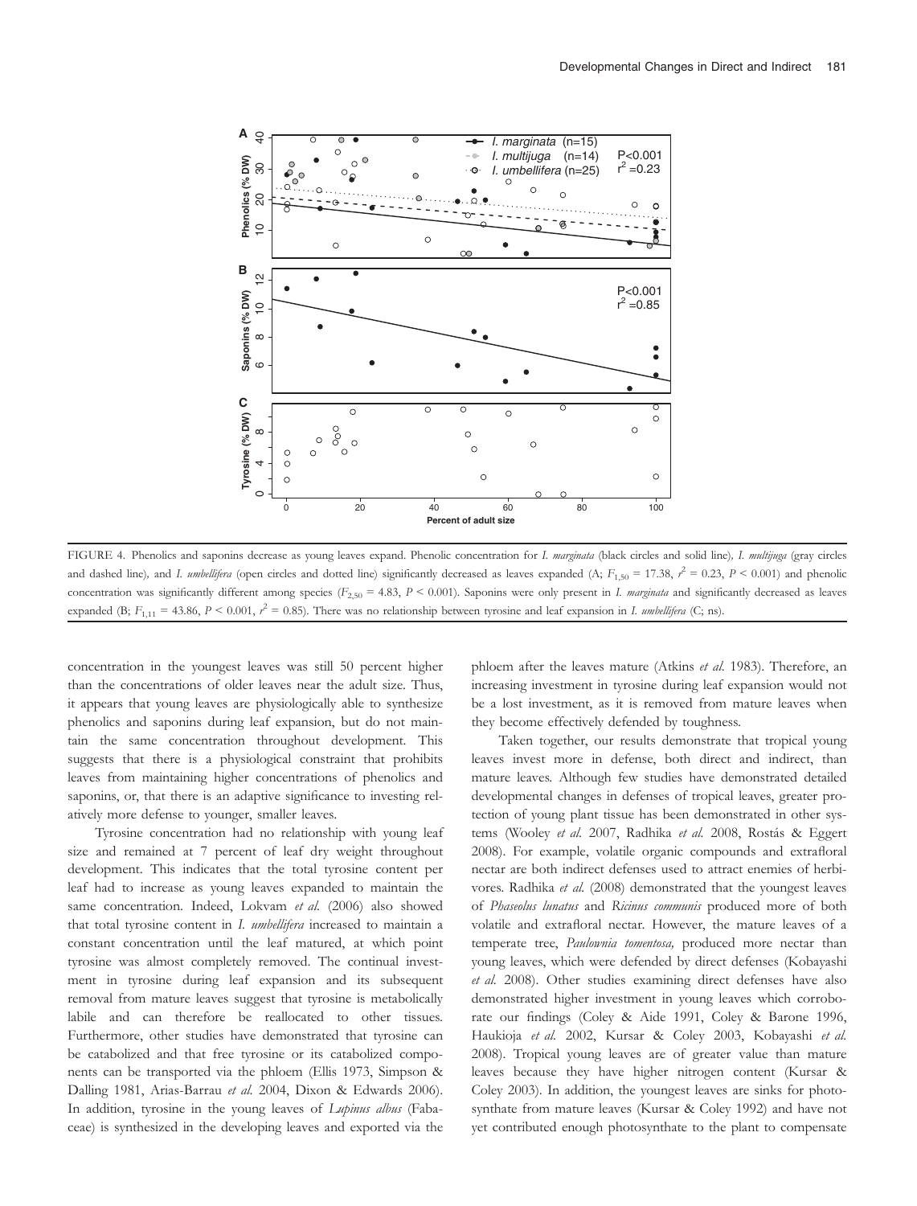FIGURE 4. Phenolics and saponins decrease as young leaves expand. Phenolic concentration for *I. marginata* (black circles and solid line), *I. multijuga* (gray circles and dashed line), and *I. umbellifera* (open circles and dotted line) significantly decreased as leaves expanded (A; $F_{1,50}$ = 17.38, $r^2$ = 0.23, $P$ < 0.001) and phenolic concentration was significantly different among species ($F_{2,50}$ = 4.83, $P$ < 0.001). Saponins were only present in *I. marginata* and significantly decreased as leaves expanded (B; $F_{1,11}$ = 43.86, $P$ < 0.001, $r^2$ = 0.85). There was no relationship between tyrosine and leaf expansion in *I. umbellifera* (C; ns).

concentration in the youngest leaves was still 50 percent higher than the concentrations of older leaves near the adult size. Thus, it appears that young leaves are physiologically able to synthesize phenolics and saponins during leaf expansion, but do not maintain the same concentration throughout development. This suggests that there is a physiological constraint that prohibits leaves from maintaining higher concentrations of phenolics and saponins, or, that there is an adaptive significance to investing relatively more defense to younger, smaller leaves.

Tyrosine concentration had no relationship with young leaf size and remained at 7 percent of leaf dry weight throughout development. This indicates that the total tyrosine content per leaf had to increase as young leaves expanded to maintain the same concentration. Indeed, Lokvam *et al.* (2006) also showed that total tyrosine content in *I. umbellifera* increased to maintain a constant concentration until the leaf matured, at which point tyrosine was almost completely removed. The continual investment in tyrosine during leaf expansion and its subsequent removal from mature leaves suggest that tyrosine is metabolically labile and can therefore be reallocated to other tissues. Furthermore, other studies have demonstrated that tyrosine can be catabolized and that free tyrosine or its catabolized components can be transported via the phloem (Ellis 1973, Simpson & Dalling 1981, Arias-Barrau *et al.* 2004, Dixon & Edwards 2006). In addition, tyrosine in the young leaves of *Lupinus albus* (Fabaceae) is synthesized in the developing leaves and exported via the phloem after the leaves mature (Atkins *et al.* 1983). Therefore, an increasing investment in tyrosine during leaf expansion would not be a lost investment, as it is removed from mature leaves when they become effectively defended by toughness.

Taken together, our results demonstrate that tropical young leaves invest more in defense, both direct and indirect, than mature leaves. Although few studies have demonstrated detailed developmental changes in defenses of tropical leaves, greater protection of young plant tissue has been demonstrated in other systems (Wooley *et al.* 2007, Radhika *et al.* 2008, Rostás & Eggert 2008). For example, volatile organic compounds and extrafloral nectar are both indirect defenses used to attract enemies of herbivores. Radhika *et al.* (2008) demonstrated that the youngest leaves of *Phaseolus lunatus* and *Ricinus communis* produced more of both volatile and extrafloral nectar. However, the mature leaves of a temperate tree, *Paulownia tomentosa,* produced more nectar than young leaves, which were defended by direct defenses (Kobayashi *et al.* 2008). Other studies examining direct defenses have also demonstrated higher investment in young leaves which corroborate our findings (Coley & Aide 1991, Coley & Barone 1996, Haukioja *et al.* 2002, Kursar & Coley 2003, Kobayashi *et al.* 2008). Tropical young leaves are of greater value than mature leaves because they have higher nitrogen content (Kursar & Coley 2003). In addition, the youngest leaves are sinks for photosynthate from mature leaves (Kursar & Coley 1992) and have not yet contributed enough photosynthate to the plant to compensate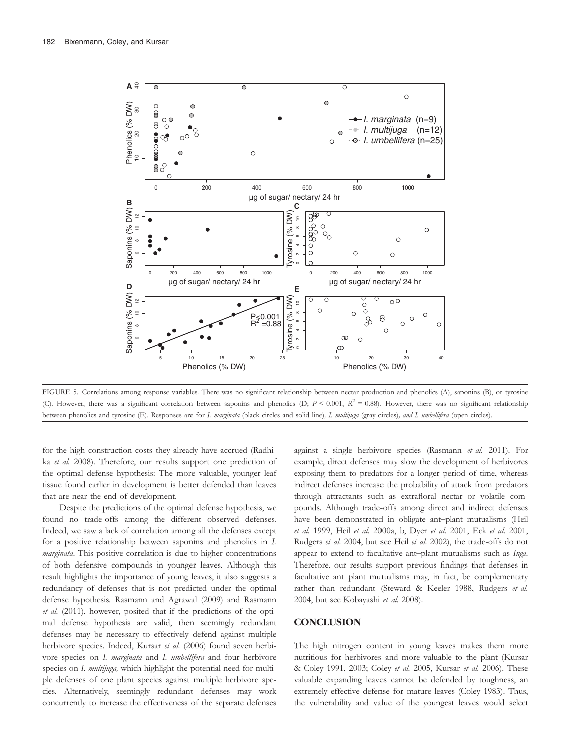FIGURE 5. Correlations among response variables. There was no significant relationship between nectar production and phenolics (A), saponins (B), or tyrosine (C). However, there was a significant correlation between saponins and phenolics (D; $P < 0.001$, $R^2 = 0.88$). However, there was no significant relationship between phenolics and tyrosine (E). Responses are for *I. marginata* (black circles and solid line), *I. multijuga* (gray circles), and *I. umbellifera* (open circles).

for the high construction costs they already have accrued (Radhika *et al.* 2008). Therefore, our results support one prediction of the optimal defense hypothesis: The more valuable, younger leaf tissue found earlier in development is better defended than leaves that are near the end of development.

Despite the predictions of the optimal defense hypothesis, we found no trade-offs among the different observed defenses. Indeed, we saw a lack of correlation among all the defenses except for a positive relationship between saponins and phenolics in *I. marginata*. This positive correlation is due to higher concentrations of both defensive compounds in younger leaves. Although this result highlights the importance of young leaves, it also suggests a redundancy of defenses that is not predicted under the optimal defense hypothesis. Rasmann and Agrawal (2009) and Rasmann *et al.* (2011), however, posited that if the predictions of the optimal defense hypothesis are valid, then seemingly redundant defenses may be necessary to effectively defend against multiple herbivore species. Indeed, Kursar *et al.* (2006) found seven herbivore species on *I. marginata* and *I. umbellifera* and four herbivore species on *I. multijuga,* which highlight the potential need for multiple defenses of one plant species against multiple herbivore species. Alternatively, seemingly redundant defenses may work concurrently to increase the effectiveness of the separate defenses against a single herbivore species (Rasmann *et al.* 2011). For example, direct defenses may slow the development of herbivores exposing them to predators for a longer period of time, whereas indirect defenses increase the probability of attack from predators through attractants such as extrafloral nectar or volatile compounds. Although trade-offs among direct and indirect defenses have been demonstrated in obligate ant–plant mutualisms (Heil *et al.* 1999, Heil *et al.* 2000a, b, Dyer *et al.* 2001, Eck *et al.* 2001, Rudgers *et al.* 2004, but see Heil *et al.* 2002), the trade-offs do not appear to extend to facultative ant–plant mutualisms such as *Inga*. Therefore, our results support previous findings that defenses in facultative ant–plant mutualisms may, in fact, be complementary rather than redundant (Steward & Keeler 1988, Rudgers *et al.* 2004, but see Kobayashi *et al.* 2008).

## CONCLUSION

The high nitrogen content in young leaves makes them more nutritious for herbivores and more valuable to the plant (Kursar & Coley 1991, 2003; Coley *et al.* 2005, Kursar *et al.* 2006). These valuable expanding leaves cannot be defended by toughness, an extremely effective defense for mature leaves (Coley 1983). Thus, the vulnerability and value of the youngest leaves would select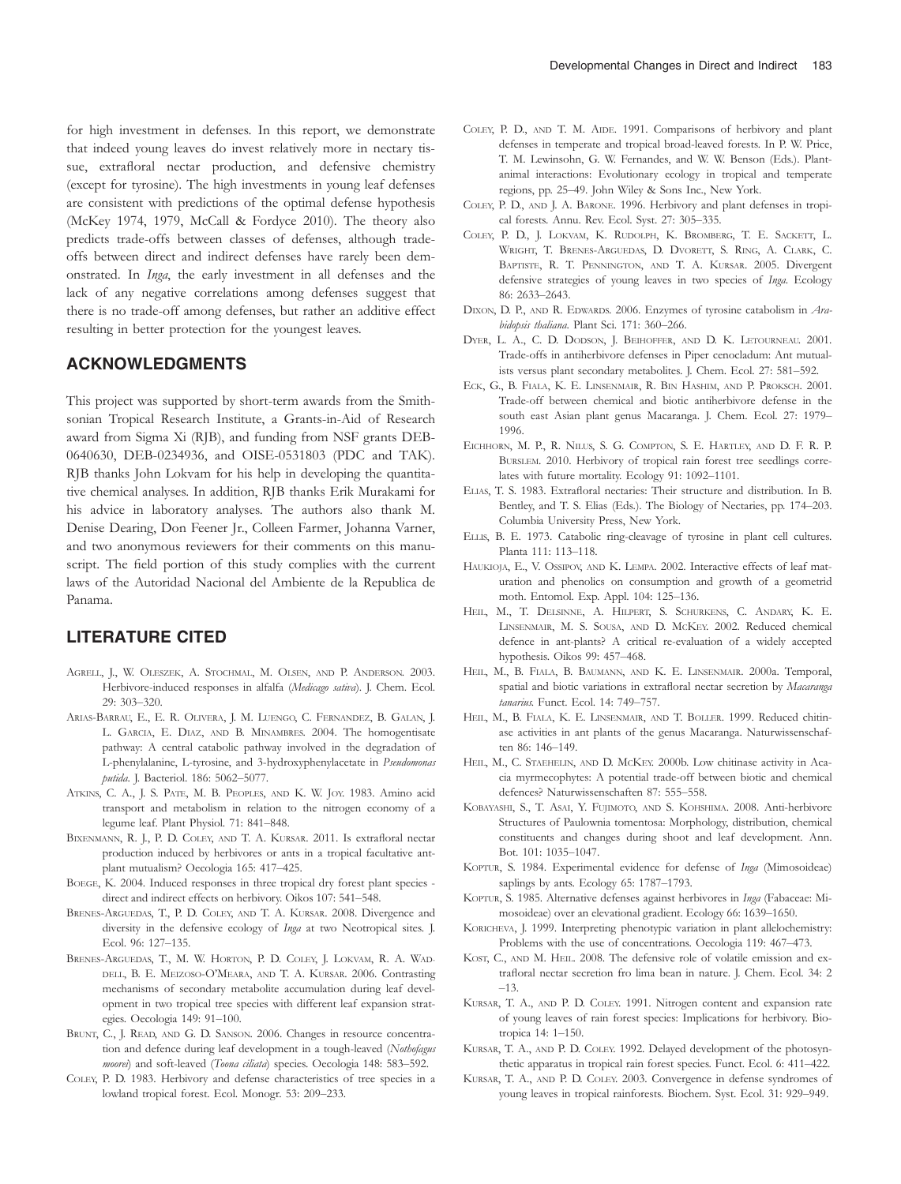for high investment in defenses. In this report, we demonstrate that indeed young leaves do invest relatively more in nectary tissue, extrafloral nectar production, and defensive chemistry (except for tyrosine). The high investments in young leaf defenses are consistent with predictions of the optimal defense hypothesis (McKey 1974, 1979, McCall & Fordyce 2010). The theory also predicts trade-offs between classes of defenses, although trade-offs between direct and indirect defenses have rarely been demonstrated. In *Inga*, the early investment in all defenses and the lack of any negative correlations among defenses suggest that there is no trade-off among defenses, but rather an additive effect resulting in better protection for the youngest leaves.

## ACKNOWLEDGMENTS

This project was supported by short-term awards from the Smithsonian Tropical Research Institute, a Grants-in-Aid of Research award from Sigma Xi (RJB), and funding from NSF grants DEB-0640630, DEB-0234936, and OISE-0531803 (PDC and TAK). RJB thanks John Lokvam for his help in developing the quantitative chemical analyses. In addition, RJB thanks Erik Murakami for his advice in laboratory analyses. The authors also thank M. Denise Dearing, Don Feener Jr., Colleen Farmer, Johanna Varner, and two anonymous reviewers for their comments on this manuscript. The field portion of this study complies with the current laws of the Autoridad Nacional del Ambiente de la Republica de Panama.

## LITERATURE CITED

Agrell, J., W. Oleszek, A. Stochmal, M. Olsen, and P. Anderson. 2003. Herbivore-induced responses in alfalfa (*Medicago sativa*). J. Chem. Ecol. 29: 303–320.

Arias-Barrau, E., E. R. Olivera, J. M. Luengo, C. Fernandez, B. Galan, J. L. Garcia, E. Diaz, and B. Minambres. 2004. The homogentisate pathway: A central catabolic pathway involved in the degradation of L-phenylalanine, L-tyrosine, and 3-hydroxyphenylacetate in *Pseudomonas putida*. J. Bacteriol. 186: 5062–5077.

Atkins, C. A., J. S. Pate, M. B. Peoples, and K. W. Joy. 1983. Amino acid transport and metabolism in relation to the nitrogen economy of a legume leaf. Plant Physiol. 71: 841–848.

Bixenmann, R. J., P. D. Coley, and T. A. Kursar. 2011. Is extrafloral nectar production induced by herbivores or ants in a tropical facultative ant-plant mutualism? Oecologia 165: 417–425.

Boege, K. 2004. Induced responses in three tropical dry forest plant species - direct and indirect effects on herbivory. Oikos 107: 541–548.

Brenes-Arguedas, T., P. D. Coley, and T. A. Kursar. 2008. Divergence and diversity in the defensive ecology of *Inga* at two Neotropical sites. J. Ecol. 96: 127–135.

Brenes-Arguedas, T., M. W. Horton, P. D. Coley, J. Lokvam, R. A. Waddell, B. E. Meizoso-O'Meara, and T. A. Kursar. 2006. Contrasting mechanisms of secondary metabolite accumulation during leaf development in two tropical tree species with different leaf expansion strategies. Oecologia 149: 91–100.

Brunt, C., J. Read, and G. D. Sanson. 2006. Changes in resource concentration and defence during leaf development in a tough-leaved (*Nothofagus moorei*) and soft-leaved (*Toona ciliata*) species. Oecologia 148: 583–592.

Coley, P. D. 1983. Herbivory and defense characteristics of tree species in a lowland tropical forest. Ecol. Monogr. 53: 209–233.

Coley, P. D., and T. M. Aide. 1991. Comparisons of herbivory and plant defenses in temperate and tropical broad-leaved forests. In P. W. Price, T. M. Lewinsohn, G. W. Fernandes, and W. W. Benson (Eds.). Plant-animal interactions: Evolutionary ecology in tropical and temperate regions, pp. 25–49. John Wiley & Sons Inc., New York.

Coley, P. D., and J. A. Barone. 1996. Herbivory and plant defenses in tropical forests. Annu. Rev. Ecol. Syst. 27: 305–335.

Coley, P. D., J. Lokvam, K. Rudolph, K. Bromberg, T. E. Sackett, L. Wright, T. Brenes-Arguedas, D. Dvorett, S. Ring, A. Clark, C. Baptiste, R. T. Pennington, and T. A. Kursar. 2005. Divergent defensive strategies of young leaves in two species of *Inga*. Ecology 86: 2633–2643.

Dixon, D. P., and R. Edwards. 2006. Enzymes of tyrosine catabolism in *Arabidopsis thaliana*. Plant Sci. 171: 360–266.

Dyer, L. A., C. D. Dodson, J. Beihoffer, and D. K. Letourneau. 2001. Trade-offs in antiherbivore defenses in Piper cenocladum: Ant mutualists versus plant secondary metabolites. J. Chem. Ecol. 27: 581–592.

Eck, G., B. Fiala, K. E. Linsenmair, R. Bin Hashim, and P. Proksch. 2001. Trade-off between chemical and biotic antiherbivore defense in the south east Asian plant genus Macaranga. J. Chem. Ecol. 27: 1979–1996.

Eichhorn, M. P., R. Nilus, S. G. Compton, S. E. Hartley, and D. F. R. P. Burslem. 2010. Herbivory of tropical rain forest tree seedlings correlates with future mortality. Ecology 91: 1092–1101.

Elias, T. S. 1983. Extrafloral nectaries: Their structure and distribution. In B. Bentley, and T. S. Elias (Eds.). The Biology of Nectaries, pp. 174–203. Columbia University Press, New York.

Ellis, B. E. 1973. Catabolic ring-cleavage of tyrosine in plant cell cultures. Planta 111: 113–118.

Haukioja, E., V. Ossipov, and K. Lempa. 2002. Interactive effects of leaf maturation and phenolics on consumption and growth of a geometrid moth. Entomol. Exp. Appl. 104: 125–136.

Heil, M., T. Delsinne, A. Hilpert, S. Schurkens, C. Andary, K. E. Linsenmair, M. S. Sousa, and D. McKey. 2002. Reduced chemical defence in ant-plants? A critical re-evaluation of a widely accepted hypothesis. Oikos 99: 457–468.

Heil, M., B. Fiala, B. Baumann, and K. E. Linsenmair. 2000a. Temporal, spatial and biotic variations in extrafloral nectar secretion by *Macaranga tanarius*. Funct. Ecol. 14: 749–757.

Heil, M., B. Fiala, K. E. Linsenmair, and T. Boller. 1999. Reduced chitinase activity in ant plants of the genus Macaranga. Naturwissenschaften 86: 146–149.

Heil, M., C. Staehelin, and D. McKey. 2000b. Low chitinase activity in Acacia myrmecophytes: A potential trade-off between biotic and chemical defences? Naturwissenschaften 87: 555–558.

Kobayashi, S., T. Asai, Y. Fujimoto, and S. Kohshima. 2008. Anti-herbivore Structures of Paulownia tomentosa: Morphology, distribution, chemical constituents and changes during shoot and leaf development. Ann. Bot. 101: 1035–1047.

Koptur, S. 1984. Experimental evidence for defense of *Inga* (Mimosoideae) saplings by ants. Ecology 65: 1787–1793.

Koptur, S. 1985. Alternative defenses against herbivores in *Inga* (Fabaceae: Mimosoideae) over an elevational gradient. Ecology 66: 1639–1650.

Koricheva, J. 1999. Interpreting phenotypic variation in plant allelochemistry: Problems with the use of concentrations. Oecologia 119: 467–473.

Kost, C., and M. Heil. 2008. The defensive role of volatile emission and extrafloral nectar secretion fro lima bean in nature. J. Chem. Ecol. 34: 2–13.

Kursar, T. A., and P. D. Coley. 1991. Nitrogen content and expansion rate of young leaves of rain forest species: Implications for herbivory. Biotropica 14: 1–150.

Kursar, T. A., and P. D. Coley. 1992. Delayed development of the photosynthetic apparatus in tropical rain forest species. Funct. Ecol. 6: 411–422.

Kursar, T. A., and P. D. Coley. 2003. Convergence in defense syndromes of young leaves in tropical rainforests. Biochem. Syst. Ecol. 31: 929–949.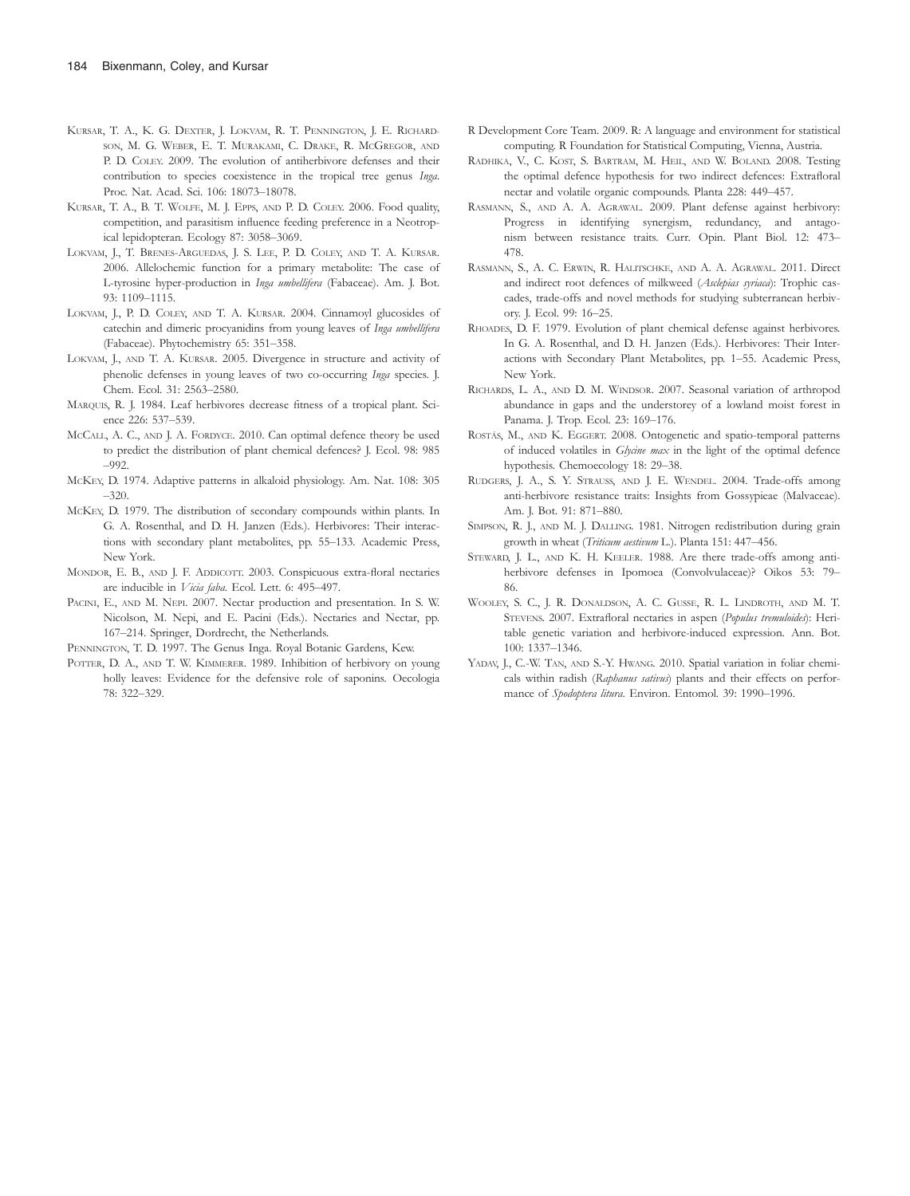Kursar, T. A., K. G. Dexter, J. Lokvam, R. T. Pennington, J. E. Richardson, M. G. Weber, E. T. Murakami, C. Drake, R. McGregor, and P. D. Coley. 2009. The evolution of antiherbivore defenses and their contribution to species coexistence in the tropical tree genus *Inga*. Proc. Nat. Acad. Sci. 106: 18073–18078.

Kursar, T. A., B. T. Wolfe, M. J. Epps, and P. D. Coley. 2006. Food quality, competition, and parasitism influence feeding preference in a Neotropical lepidopteran. Ecology 87: 3058–3069.

Lokvam, J., T. Brenes-Arguedas, J. S. Lee, P. D. Coley, and T. A. Kursar. 2006. Allelochemic function for a primary metabolite: The case of L-tyrosine hyper-production in *Inga umbellifera* (Fabaceae). Am. J. Bot. 93: 1109–1115.

Lokvam, J., P. D. Coley, and T. A. Kursar. 2004. Cinnamoyl glucosides of catechin and dimeric procyanidins from young leaves of *Inga umbellifera* (Fabaceae). Phytochemistry 65: 351–358.

Lokvam, J., and T. A. Kursar. 2005. Divergence in structure and activity of phenolic defenses in young leaves of two co-occurring *Inga* species. J. Chem. Ecol. 31: 2563–2580.

Marquis, R. J. 1984. Leaf herbivores decrease fitness of a tropical plant. Science 226: 537–539.

McCall, A. C., and J. A. Fordyce. 2010. Can optimal defence theory be used to predict the distribution of plant chemical defences? J. Ecol. 98: 985–992.

McKey, D. 1974. Adaptive patterns in alkaloid physiology. Am. Nat. 108: 305–320.

McKey, D. 1979. The distribution of secondary compounds within plants. In G. A. Rosenthal, and D. H. Janzen (Eds.). Herbivores: Their interactions with secondary plant metabolites, pp. 55–133. Academic Press, New York.

Mondor, E. B., and J. F. Addicott. 2003. Conspicuous extra-floral nectaries are inducible in *Vicia faba*. Ecol. Lett. 6: 495–497.

Pacini, E., and M. Nepi. 2007. Nectar production and presentation. In S. W. Nicolson, M. Nepi, and E. Pacini (Eds.). Nectaries and Nectar, pp. 167–214. Springer, Dordrecht, the Netherlands.

Pennington, T. D. 1997. The Genus Inga. Royal Botanic Gardens, Kew.

Potter, D. A., and T. W. Kimmerer. 1989. Inhibition of herbivory on young holly leaves: Evidence for the defensive role of saponins. Oecologia 78: 322–329.

R Development Core Team. 2009. R: A language and environment for statistical computing. R Foundation for Statistical Computing, Vienna, Austria.

Radhika, V., C. Kost, S. Bartram, M. Heil, and W. Boland. 2008. Testing the optimal defence hypothesis for two indirect defences: Extrafloral nectar and volatile organic compounds. Planta 228: 449–457.

Rasmann, S., and A. A. Agrawal. 2009. Plant defense against herbivory: Progress in identifying synergism, redundancy, and antagonism between resistance traits. Curr. Opin. Plant Biol. 12: 473–478.

Rasmann, S., A. C. Erwin, R. Halitschke, and A. A. Agrawal. 2011. Direct and indirect root defences of milkweed (*Asclepias syriaca*): Trophic cascades, trade-offs and novel methods for studying subterranean herbivory. J. Ecol. 99: 16–25.

Rhoades, D. F. 1979. Evolution of plant chemical defense against herbivores. In G. A. Rosenthal, and D. H. Janzen (Eds.). Herbivores: Their Interactions with Secondary Plant Metabolites, pp. 1–55. Academic Press, New York.

Richards, L. A., and D. M. Windsor. 2007. Seasonal variation of arthropod abundance in gaps and the understorey of a lowland moist forest in Panama. J. Trop. Ecol. 23: 169–176.

Rostás, M., and K. Eggert. 2008. Ontogenetic and spatio-temporal patterns of induced volatiles in *Glycine max* in the light of the optimal defence hypothesis. Chemoecology 18: 29–38.

Rudgers, J. A., S. Y. Strauss, and J. E. Wendel. 2004. Trade-offs among anti-herbivore resistance traits: Insights from Gossypieae (Malvaceae). Am. J. Bot. 91: 871–880.

Simpson, R. J., and M. J. Dalling. 1981. Nitrogen redistribution during grain growth in wheat (*Triticum aestivum* L.). Planta 151: 447–456.

Steward, J. L., and K. H. Keeler. 1988. Are there trade-offs among antiherbivore defenses in Ipomoea (Convolvulaceae)? Oikos 53: 79–86.

Wooley, S. C., J. R. Donaldson, A. C. Gusse, R. L. Lindroth, and M. T. Stevens. 2007. Extrafloral nectaries in aspen (*Populus tremuloides*): Heritable genetic variation and herbivore-induced expression. Ann. Bot. 100: 1337–1346.

Yadav, J., C.-W. Tan, and S.-Y. Hwang. 2010. Spatial variation in foliar chemicals within radish (*Raphanus sativus*) plants and their effects on performance of *Spodoptera litura*. Environ. Entomol. 39: 1990–1996.